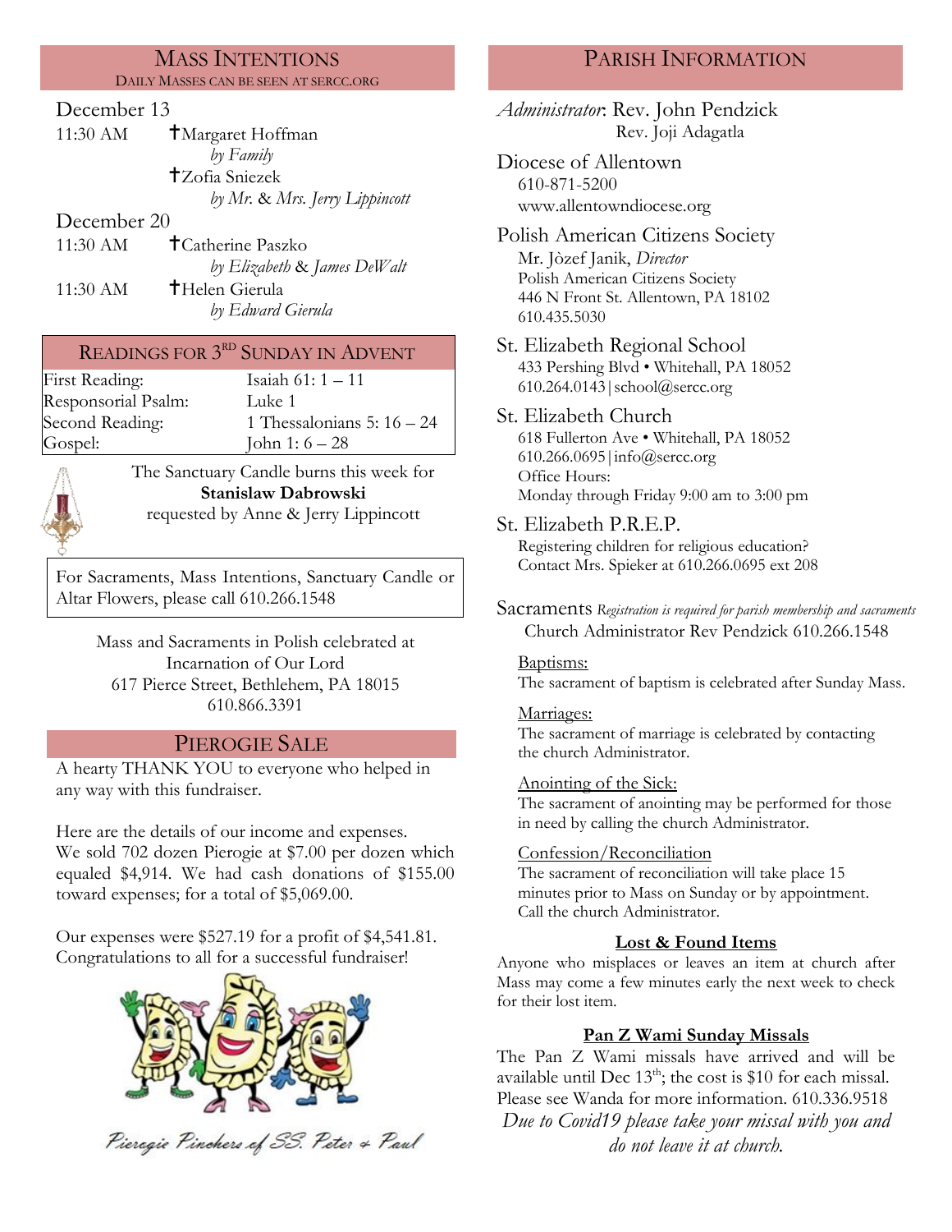## Mass Intentions

Daily Masses can be seen at SERCC.ORG

December 13

11:30 AM ✝Margaret Hoffman
*by Family*
✝Zofia Sniezek
*by Mr. & Mrs. Jerry Lippincott*

December 20

11:30 AM ✝Catherine Paszko
*by Elizabeth & James DeWalt*

11:30 AM ✝Helen Gierula
*by Edward Gierula*

## Readings for 3rd Sunday in Advent

| | |
|---|---|
| First Reading: | Isaiah 61: 1 – 11 |
| Responsorial Psalm: | Luke 1 |
| Second Reading: | 1 Thessalonians 5: 16 – 24 |
| Gospel: | John 1: 6 – 28 |

The Sanctuary Candle burns this week for
**Stanislaw Dabrowski**
requested by Anne & Jerry Lippincott

For Sacraments, Mass Intentions, Sanctuary Candle or Altar Flowers, please call 610.266.1548

Mass and Sacraments in Polish celebrated at
Incarnation of Our Lord
617 Pierce Street, Bethlehem, PA 18015
610.866.3391

## Pierogie Sale

A hearty THANK YOU to everyone who helped in any way with this fundraiser.

Here are the details of our income and expenses. We sold 702 dozen Pierogie at $7.00 per dozen which equaled $4,914. We had cash donations of $155.00 toward expenses; for a total of $5,069.00.

Our expenses were $527.19 for a profit of $4,541.81. Congratulations to all for a successful fundraiser!

*Pierogie Pinchers of SS. Peter & Paul*

## Parish Information

*Administrator*: Rev. John Pendzick
Rev. Joji Adagatla

**Diocese of Allentown**
610-871-5200
www.allentowndiocese.org

**Polish American Citizens Society**
Mr. Jòzef Janik, *Director*
Polish American Citizens Society
446 N Front St. Allentown, PA 18102
610.435.5030

**St. Elizabeth Regional School**
433 Pershing Blvd • Whitehall, PA 18052
610.264.0143 | school@sercc.org

**St. Elizabeth Church**
618 Fullerton Ave • Whitehall, PA 18052
610.266.0695 | info@sercc.org
Office Hours:
Monday through Friday 9:00 am to 3:00 pm

**St. Elizabeth P.R.E.P.**
Registering children for religious education?
Contact Mrs. Spieker at 610.266.0695 ext 208

**Sacraments** *Registration is required for parish membership and sacraments*
Church Administrator Rev Pendzick 610.266.1548

Baptisms:
The sacrament of baptism is celebrated after Sunday Mass.

Marriages:
The sacrament of marriage is celebrated by contacting the church Administrator.

Anointing of the Sick:
The sacrament of anointing may be performed for those in need by calling the church Administrator.

Confession/Reconciliation
The sacrament of reconciliation will take place 15 minutes prior to Mass on Sunday or by appointment. Call the church Administrator.

### Lost & Found Items

Anyone who misplaces or leaves an item at church after Mass may come a few minutes early the next week to check for their lost item.

### Pan Z Wami Sunday Missals

The Pan Z Wami missals have arrived and will be available until Dec 13th; the cost is $10 for each missal. Please see Wanda for more information. 610.336.9518

*Due to Covid19 please take your missal with you and do not leave it at church.*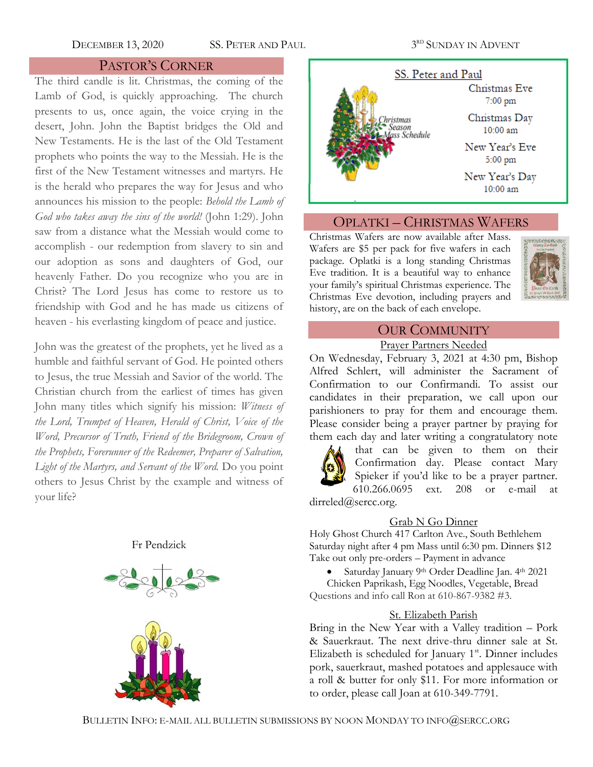## Pastor's Corner

The third candle is lit. Christmas, the coming of the Lamb of God, is quickly approaching. The church presents to us, once again, the voice crying in the desert, John. John the Baptist bridges the Old and New Testaments. He is the last of the Old Testament prophets who points the way to the Messiah. He is the first of the New Testament witnesses and martyrs. He is the herald who prepares the way for Jesus and who announces his mission to the people: *Behold the Lamb of God who takes away the sins of the world!* (John 1:29). John saw from a distance what the Messiah would come to accomplish - our redemption from slavery to sin and our adoption as sons and daughters of God, our heavenly Father. Do you recognize who you are in Christ? The Lord Jesus has come to restore us to friendship with God and he has made us citizens of heaven - his everlasting kingdom of peace and justice.

John was the greatest of the prophets, yet he lived as a humble and faithful servant of God. He pointed others to Jesus, the true Messiah and Savior of the world. The Christian church from the earliest of times has given John many titles which signify his mission: *Witness of the Lord, Trumpet of Heaven, Herald of Christ, Voice of the Word, Precursor of Truth, Friend of the Bridegroom, Crown of the Prophets, Forerunner of the Redeemer, Preparer of Salvation, Light of the Martyrs, and Servant of the Word.* Do you point others to Jesus Christ by the example and witness of your life?

Fr Pendzick

### SS. Peter and Paul

Christmas Season Mass Schedule

Christmas Eve
7:00 pm

Christmas Day
10:00 am

New Year's Eve
5:00 pm

New Year's Day
10:00 am

## Oplatki – Christmas Wafers

Christmas Wafers are now available after Mass. Wafers are $5 per pack for five wafers in each package. Oplatki is a long standing Christmas Eve tradition. It is a beautiful way to enhance your family's spiritual Christmas experience. The Christmas Eve devotion, including prayers and history, are on the back of each envelope.

## Our Community

### Prayer Partners Needed

On Wednesday, February 3, 2021 at 4:30 pm, Bishop Alfred Schlert, will administer the Sacrament of Confirmation to our Confirmandi. To assist our candidates in their preparation, we call upon our parishioners to pray for them and encourage them. Please consider being a prayer partner by praying for them each day and later writing a congratulatory note that can be given to them on their Confirmation day. Please contact Mary Spieker if you'd like to be a prayer partner. 610.266.0695 ext. 208 or e-mail at dirreled@sercc.org.

### Grab N Go Dinner

Holy Ghost Church 417 Carlton Ave., South Bethlehem
Saturday night after 4 pm Mass until 6:30 pm. Dinners $12
Take out only pre-orders – Payment in advance

- Saturday January 9th Order Deadline Jan. 4th 2021

Chicken Paprikash, Egg Noodles, Vegetable, Bread
Questions and info call Ron at 610-867-9382 #3.

### St. Elizabeth Parish

Bring in the New Year with a Valley tradition – Pork & Sauerkraut. The next drive-thru dinner sale at St. Elizabeth is scheduled for January 1st. Dinner includes pork, sauerkraut, mashed potatoes and applesauce with a roll & butter for only $11. For more information or to order, please call Joan at 610-349-7791.

Bulletin Info: e-mail all bulletin submissions by noon Monday to info@sercc.org